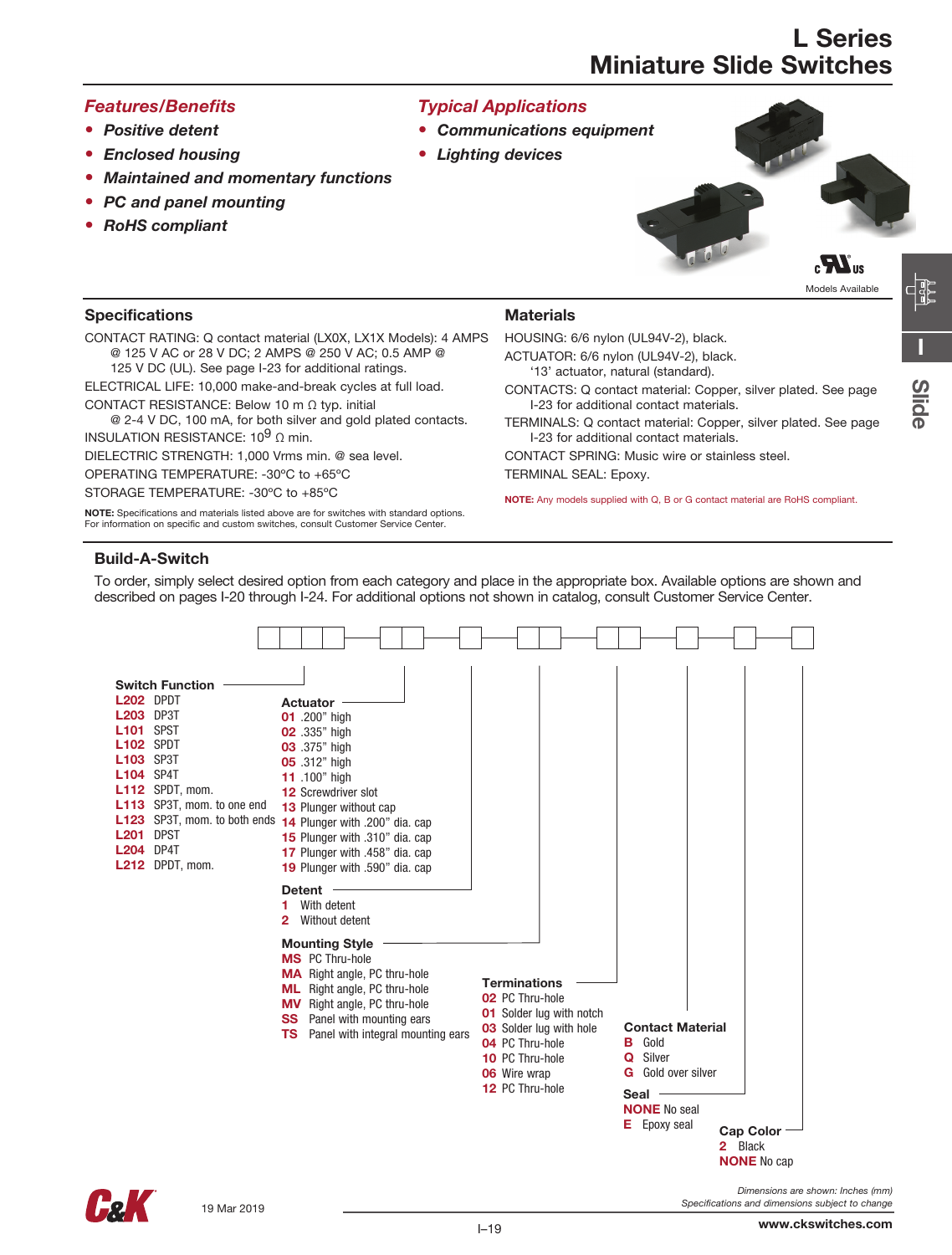# L Series
# Miniature Slide Switches

## Features/Benefits

- *Positive detent*
- *Enclosed housing*
- *Maintained and momentary functions*
- *PC and panel mounting*
- *RoHS compliant*

## Typical Applications

- *Communications equipment*
- *Lighting devices*

Models Available

## Specifications

CONTACT RATING: Q contact material (LX0X, LX1X Models): 4 AMPS @ 125 V AC or 28 V DC; 2 AMPS @ 250 V AC; 0.5 AMP @ 125 V DC (UL). See page I-23 for additional ratings.

ELECTRICAL LIFE: 10,000 make-and-break cycles at full load.

CONTACT RESISTANCE: Below 10 m Ω typ. initial @ 2-4 V DC, 100 mA, for both silver and gold plated contacts.

INSULATION RESISTANCE: $10^9$ Ω min.

DIELECTRIC STRENGTH: 1,000 Vrms min. @ sea level.

OPERATING TEMPERATURE: -30ºC to +65ºC

STORAGE TEMPERATURE: -30ºC to +85ºC

**NOTE:** Specifications and materials listed above are for switches with standard options. For information on specific and custom switches, consult Customer Service Center.

## Materials

HOUSING: 6/6 nylon (UL94V-2), black.

ACTUATOR: 6/6 nylon (UL94V-2), black. '13' actuator, natural (standard).

CONTACTS: Q contact material: Copper, silver plated. See page I-23 for additional contact materials.

TERMINALS: Q contact material: Copper, silver plated. See page I-23 for additional contact materials.

CONTACT SPRING: Music wire or stainless steel.

TERMINAL SEAL: Epoxy.

**NOTE:** Any models supplied with Q, B or G contact material are RoHS compliant.

## Build-A-Switch

To order, simply select desired option from each category and place in the appropriate box. Available options are shown and described on pages I-20 through I-24. For additional options not shown in catalog, consult Customer Service Center.

### Switch Function

- **L202** DPDT
- **L203** DP3T
- **L101** SPST
- **L102** SPDT
- **L103** SP3T
- **L104** SP4T
- **L112** SPDT, mom.
- **L113** SP3T, mom. to one end
- **L123** SP3T, mom. to both ends
- **L201** DPST
- **L204** DP4T
- **L212** DPDT, mom.

### Actuator

- **01** .200" high
- **02** .335" high
- **03** .375" high
- **05** .312" high
- **11** .100" high
- **12** Screwdriver slot
- **13** Plunger without cap
- **14** Plunger with .200" dia. cap
- **15** Plunger with .310" dia. cap
- **17** Plunger with .458" dia. cap
- **19** Plunger with .590" dia. cap

### Detent

- **1** With detent
- **2** Without detent

### Mounting Style

- **MS** PC Thru-hole
- **MA** Right angle, PC thru-hole
- **ML** Right angle, PC thru-hole
- **MV** Right angle, PC thru-hole
- **SS** Panel with mounting ears
- **TS** Panel with integral mounting ears

### Terminations

- **02** PC Thru-hole
- **01** Solder lug with notch
- **03** Solder lug with hole
- **04** PC Thru-hole
- **10** PC Thru-hole
- **06** Wire wrap
- **12** PC Thru-hole

### Contact Material

- **B** Gold
- **Q** Silver
- **G** Gold over silver

### Seal

- **NONE** No seal
- **E** Epoxy seal

### Cap Color

- **2** Black
- **NONE** No cap

19 Mar 2019

*Dimensions are shown: Inches (mm)*
*Specifications and dimensions subject to change*

www.ckswitches.com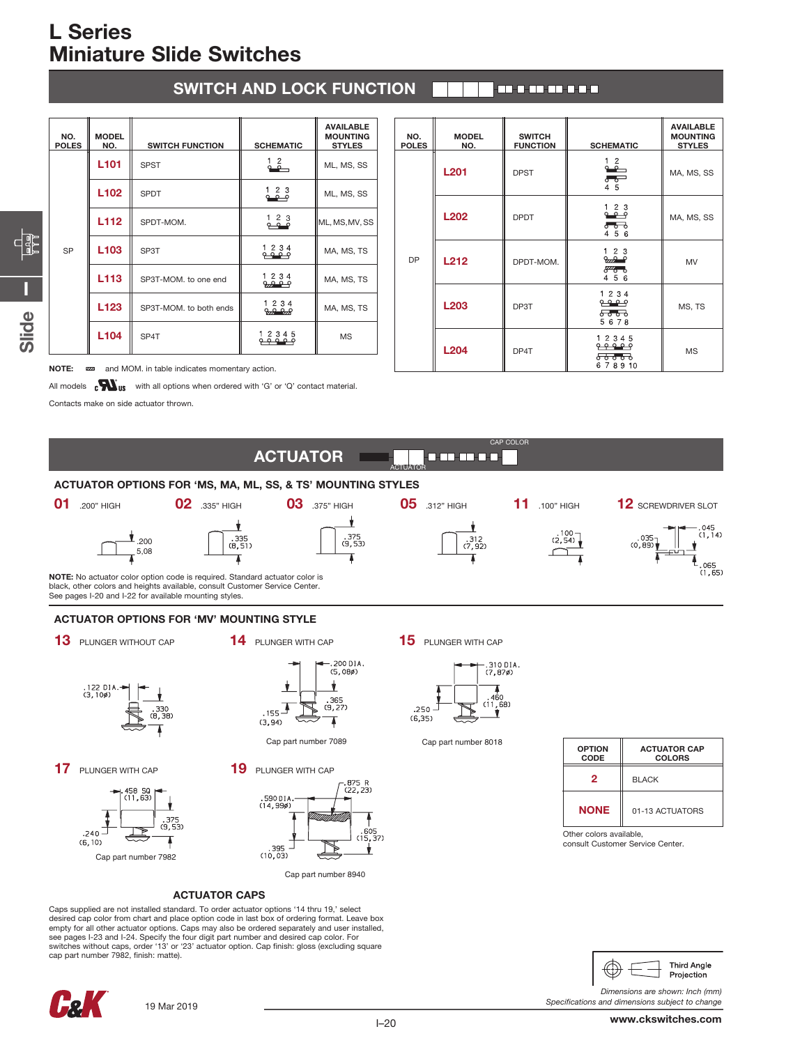# L Series
# Miniature Slide Switches

## SWITCH AND LOCK FUNCTION

| NO. POLES | MODEL NO. | SWITCH FUNCTION | SCHEMATIC | AVAILABLE MOUNTING STYLES |
|---|---|---|---|---|
| SP | L101 | SPST | 1 2 | ML, MS, SS |
| | L102 | SPDT | 1 2 3 | ML, MS, SS |
| | L112 | SPDT-MOM. | 1 2 3 | ML, MS, MV, SS |
| | L103 | SP3T | 1 2 3 4 | MA, MS, TS |
| | L113 | SP3T-MOM. to one end | 1 2 3 4 | MA, MS, TS |
| | L123 | SP3T-MOM. to both ends | 1 2 3 4 | MA, MS, TS |
| | L104 | SP4T | 1 2 3 4 5 | MS |

| NO. POLES | MODEL NO. | SWITCH FUNCTION | SCHEMATIC | AVAILABLE MOUNTING STYLES |
|---|---|---|---|---|
| DP | L201 | DPST | 1 2 / 4 5 | MA, MS, SS |
| | L202 | DPDT | 1 2 3 / 4 5 6 | MA, MS, SS |
| | L212 | DPDT-MOM. | 1 2 3 / 4 5 6 | MV |
| | L203 | DP3T | 1 2 3 4 / 5 6 7 8 | MS, TS |
| | L204 | DP4T | 1 2 3 4 5 / 6 7 8 9 10 | MS |

**NOTE:** and MOM. in table indicates momentary action.

All models c UL us with all options when ordered with 'G' or 'Q' contact material.

Contacts make on side actuator thrown.

## ACTUATOR

CAP COLOR

ACTUATOR

### ACTUATOR OPTIONS FOR 'MS, MA, ML, SS, & TS' MOUNTING STYLES

**01** .200" HIGH — .200 5,08

**02** .335" HIGH — .335 (8,51)

**03** .375" HIGH — .375 (9,53)

**05** .312" HIGH — .312 (7,92)

**11** .100" HIGH — .100 (2,54)

**12** SCREWDRIVER SLOT — .045 (1,14); .035 (0,89); .065 (1,65)

**NOTE:** No actuator color option code is required. Standard actuator color is black, other colors and heights available, consult Customer Service Center. See pages I-20 and I-22 for available mounting styles.

### ACTUATOR OPTIONS FOR 'MV' MOUNTING STYLE

**13** PLUNGER WITHOUT CAP — .122 DIA. (3,10Ø); .330 (8,38)

**14** PLUNGER WITH CAP — .200 DIA. (5,08Ø); .365 (9,27); .155 (3,94)

Cap part number 7089

**15** PLUNGER WITH CAP — .310 DIA. (7,87Ø); .460 (11,68); .250 (6,35)

Cap part number 8018

**17** PLUNGER WITH CAP — .458 SQ (11,63); .375 (9,53); .240 (6,10)

Cap part number 7982

**19** PLUNGER WITH CAP — .875 R (22,23); .590 DIA. (14,99Ø); .605 (15,37); .395 (10,03)

Cap part number 8940

| OPTION CODE | ACTUATOR CAP COLORS |
|---|---|
| 2 | BLACK |
| NONE | 01-13 ACTUATORS |

Other colors available, consult Customer Service Center.

### ACTUATOR CAPS

Caps supplied are not installed standard. To order actuator options '14 thru 19,' select desired cap color from chart and place option code in last box of ordering format. Leave box empty for all other actuator options. Caps may also be ordered separately and user installed, see pages I-23 and I-24. Specify the four digit part number and desired cap color. For switches without caps, order '13' or '23' actuator option. Cap finish: gloss (excluding square cap part number 7982, finish: matte).

Third Angle Projection

*Dimensions are shown: Inch (mm)*
*Specifications and dimensions subject to change*

19 Mar 2019

www.ckswitches.com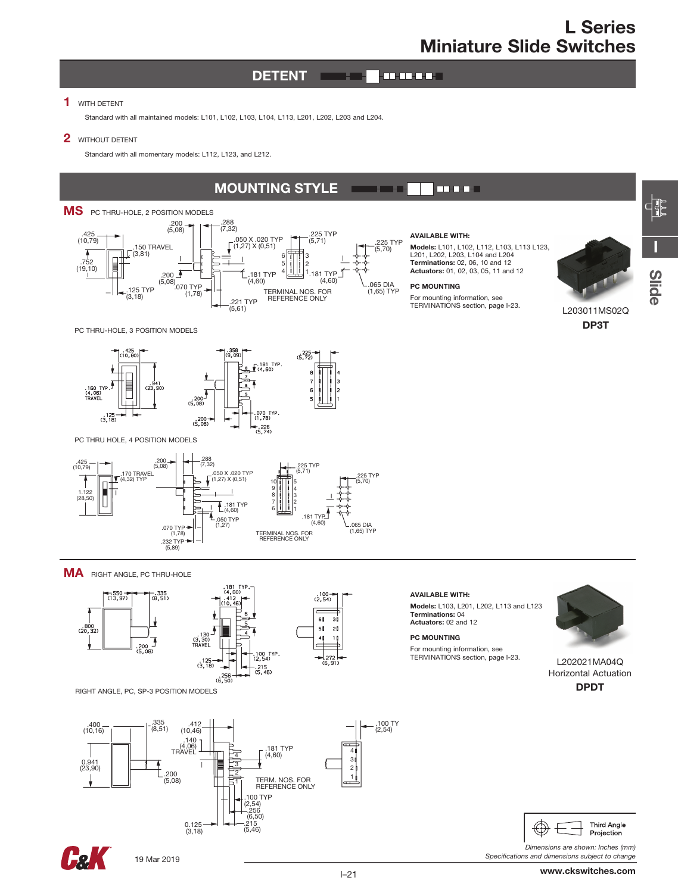# L Series
# Miniature Slide Switches

## DETENT

**1** WITH DETENT

Standard with all maintained models: L101, L102, L103, L104, L113, L201, L202, L203 and L204.

**2** WITHOUT DETENT

Standard with all momentary models: L112, L123, and L212.

## MOUNTING STYLE

**MS** PC THRU-HOLE, 2 POSITION MODELS

.425 (10,79) .200 (5,08) .288 (7,32) .150 TRAVEL (3,81) .752 (19,10) .200 (5,08) .070 TYP (1,78) .125 TYP (3,18) .050 X .020 TYP (1,27) X (0,51) .181 TYP (4,60) .221 TYP (5,61) .225 TYP (5,71) .181 TYP (4,60) .225 TYP (5,70) .065 DIA (1,65) TYP TERMINAL NOS. FOR REFERENCE ONLY

**AVAILABLE WITH:**

**Models:** L101, L102, L112, L103, L113 L123, L201, L202, L203, L104 and L204
**Terminations:** 02, 06, 10 and 12
**Actuators:** 01, 02, 03, 05, 11 and 12

**PC MOUNTING**

For mounting information, see TERMINATIONS section, page I-23.

L203011MS02Q
**DP3T**

PC THRU-HOLE, 3 POSITION MODELS

.425 (10,80) .160 TYP. (4,06) TRAVEL .941 (23,90) .125 (3,18) .358 (9,09) .181 TYP. (4,60) .200 (5,08) .200 (5,08) .070 TYP. (1,78) .226 (5,74) .225 (5,72)

PC THRU HOLE, 4 POSITION MODELS

.425 (10,79) .170 TRAVEL (4,32) TYP 1.122 (28,50) .200 (5,08) .288 (7,32) .050 X .020 TYP (1,27) X (0,51) .181 TYP (4,60) .050 TYP (1,27) .070 TYP (1,78) .232 TYP (5,89) .225 TYP (5,71) .181 TYP (4,60) .225 TYP (5,70) .065 DIA (1,65) TYP TERMINAL NOS. FOR REFERENCE ONLY

**MA** RIGHT ANGLE, PC THRU-HOLE

.550 (13,97) .335 (8,51) .800 (20,32) .200 (5,08) .181 TYP. (4,60) .412 (10,46) .130 (3,30) TRAVEL .125 (3,18) .100 TYP. (2,54) .215 (5,46) .256 (6,50) .100 (2,54) .272 (6,91)

**AVAILABLE WITH:**

**Models:** L103, L201, L202, L113 and L123
**Terminations:** 04
**Actuators:** 02 and 12

**PC MOUNTING**

For mounting information, see TERMINATIONS section, page I-23.

L202021MA04Q
Horizontal Actuation
**DPDT**

RIGHT ANGLE, PC, SP-3 POSITION MODELS

.400 (10,16) .335 (8,51) 0.941 (23,90) .200 (5,08) .412 (10,46) .140 (4,06) TRAVEL .181 TYP (4,60) TERM. NOS. FOR REFERENCE ONLY .100 TYP (2,54) .256 (6,50) .215 (5,46) 0.125 (3,18) .100 TY (2,54)

Third Angle Projection

*Dimensions are shown: Inches (mm)*
*Specifications and dimensions subject to change*

19 Mar 2019

www.ckswitches.com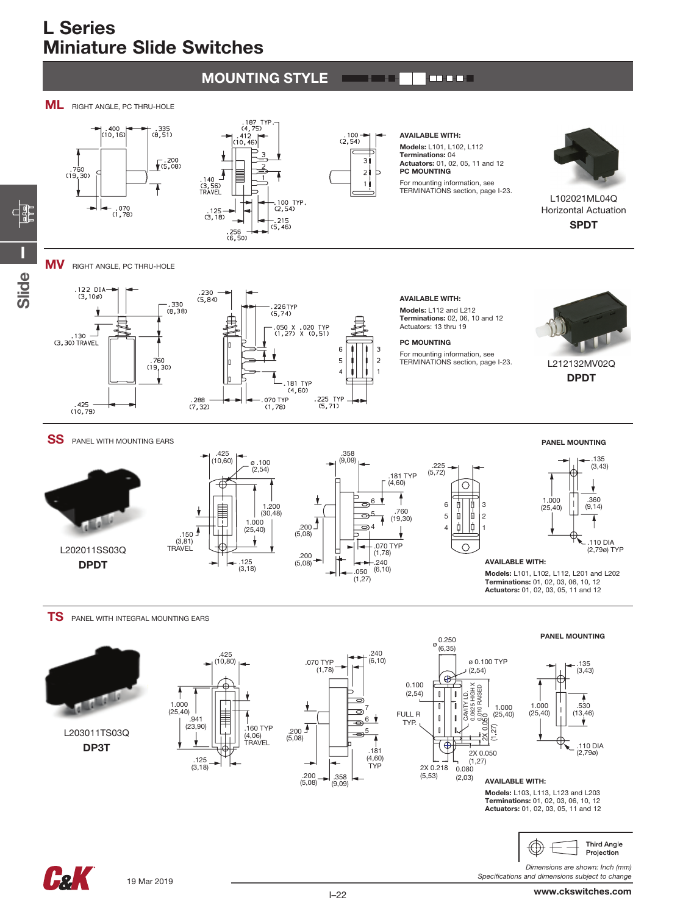# L Series
# Miniature Slide Switches

## MOUNTING STYLE

### ML RIGHT ANGLE, PC THRU-HOLE

**AVAILABLE WITH:**

**Models:** L101, L102, L112
**Terminations:** 04
**Actuators:** 01, 02, 05, 11 and 12
**PC MOUNTING**
For mounting information, see TERMINATIONS section, page I-23.

L102021ML04Q
Horizontal Actuation
**SPDT**

### MV RIGHT ANGLE, PC THRU-HOLE

**AVAILABLE WITH:**

**Models:** L112 and L212
**Terminations:** 02, 06, 10 and 12
Actuators: 13 thru 19

**PC MOUNTING**
For mounting information, see TERMINATIONS section, page I-23.

L212132MV02Q
**DPDT**

### SS PANEL WITH MOUNTING EARS

L202011SS03Q
**DPDT**

**PANEL MOUNTING**

**AVAILABLE WITH:**

**Models:** L101, L102, L112, L201 and L202
**Terminations:** 01, 02, 03, 06, 10, 12
**Actuators:** 01, 02, 03, 05, 11 and 12

### TS PANEL WITH INTEGRAL MOUNTING EARS

L203011TS03Q
**DP3T**

**PANEL MOUNTING**

**AVAILABLE WITH:**

**Models:** L103, L113, L123 and L203
**Terminations:** 01, 02, 03, 06, 10, 12
**Actuators:** 01, 02, 03, 05, 11 and 12

Third Angle Projection

*Dimensions are shown: Inch (mm)*
*Specifications and dimensions subject to change*

19 Mar 2019

www.ckswitches.com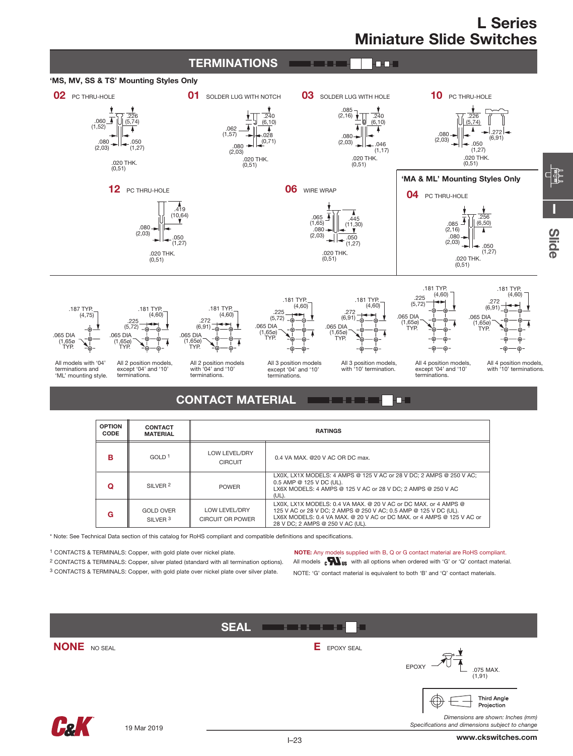# L Series
# Miniature Slide Switches

## TERMINATIONS

**'MS, MV, SS & TS' Mounting Styles Only**

**02** PC THRU-HOLE

.226 (5,74)
.060 (1,52)
.080 (2,03)
.050 (1,27)
.020 THK. (0,51)

**01** SOLDER LUG WITH NOTCH

.240 (6,10)
.062 (1,57)
.028 (0,71)
.080 (2,03)
.020 THK. (0,51)

**03** SOLDER LUG WITH HOLE

.085 (2,16)
.240 (6,10)
.080 (2,03)
.046 (1,17)
.020 THK. (0,51)

**10** PC THRU-HOLE

.226 (5,74)
.272 (6,91)
.080 (2,03)
.050 (1,27)
.020 THK. (0,51)

**12** PC THRU-HOLE

.419 (10,64)
.080 (2,03)
.050 (1,27)
.020 THK. (0,51)

**06** WIRE WRAP

.065 (1,65)
.445 (11,30)
.080 (2,03)
.050 (1,27)
.020 THK. (0,51)

**'MA & ML' Mounting Styles Only**

**04** PC THRU-HOLE

.256 (6,50)
.085 (2,16)
.080 (2,03)
.050 (1,27)
.020 THK. (0,51)

.187 TYP. (4,75); .065 DIA (1,65ø) TYP.
All models with '04' terminations and 'ML' mounting style.

.181 TYP. (4,60); .225 (5,72); .065 DIA (1,65ø) TYP.
All 2 position models, except '04' and '10' terminations.

.181 TYP. (4,60); .272 (6,91); .065 DIA (1,65ø) TYP.
All 2 position models with '04' and '10' terminations.

.181 TYP. (4,60); .225 (5,72); .065 DIA (1,65ø) TYP.
All 3 position models except '04' and '10' terminations.

.181 TYP. (4,60); .272 (6,91); .065 DIA (1,65ø) TYP.
All 3 position models, with '10' termination.

.181 TYP. (4,60); .225 (5,72); .065 DIA (1,65ø) TYP.
All 4 position models, except '04' and '10' terminations.

.181 TYP. (4,60); .272 (6,91); .065 DIA (1,65ø) TYP.
All 4 position models, with '10' terminations.

## CONTACT MATERIAL

| OPTION CODE | CONTACT MATERIAL | RATINGS | |
|---|---|---|---|
| **B** | GOLD [1] | LOW LEVEL/DRY CIRCUIT | 0.4 VA MAX. @20 V AC OR DC max. |
| **Q** | SILVER [2] | POWER | LX0X, LX1X MODELS: 4 AMPS @ 125 V AC or 28 V DC; 2 AMPS @ 250 V AC; 0.5 AMP @ 125 V DC (UL). LX6X MODELS: 4 AMPS @ 125 V AC or 28 V DC; 2 AMPS @ 250 V AC (UL). |
| **G** | GOLD OVER SILVER [3] | LOW LEVEL/DRY CIRCUIT OR POWER | LX0X, LX1X MODELS: 0.4 VA MAX. @ 20 V AC or DC MAX. or 4 AMPS @ 125 V AC or 28 V DC; 2 AMPS @ 250 V AC; 0.5 AMP @ 125 V DC (UL). LX6X MODELS: 0.4 VA MAX. @ 20 V AC or DC MAX. or 4 AMPS @ 125 V AC or 28 V DC; 2 AMPS @ 250 V AC (UL). |

* Note: See Technical Data section of this catalog for RoHS compliant and compatible definitions and specifications.

[1] CONTACTS & TERMINALS: Copper, with gold plate over nickel plate.
[2] CONTACTS & TERMINALS: Copper, silver plated (standard with all termination options).
[3] CONTACTS & TERMINALS: Copper, with gold plate over nickel plate over silver plate.

**NOTE:** Any models supplied with B, Q or G contact material are RoHS compliant.
All models c-UL-us with all options when ordered with 'G' or 'Q' contact material.
NOTE: 'G' contact material is equivalent to both 'B' and 'Q' contact materials.

## SEAL

**NONE** NO SEAL

**E** EPOXY SEAL

EPOXY
.075 MAX. (1,91)

Third Angle Projection

*Dimensions are shown: Inches (mm)*
*Specifications and dimensions subject to change*

19 Mar 2019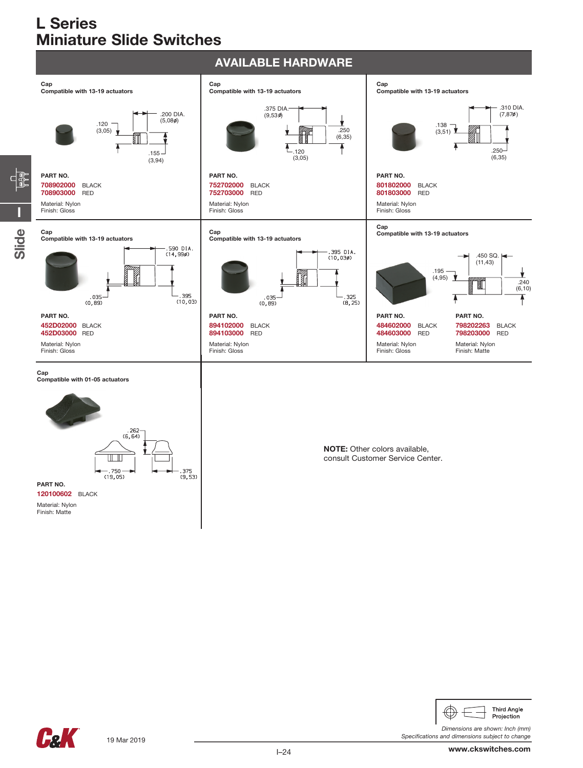# L Series
# Miniature Slide Switches

## AVAILABLE HARDWARE

### Cap
**Compatible with 13-19 actuators**

.200 DIA. (5,08⌀)
.120 (3,05)
.155 (3,94)

**PART NO.**
708902000 BLACK
708903000 RED

Material: Nylon
Finish: Gloss

### Cap
**Compatible with 13-19 actuators**

.375 DIA. (9,53⌀)
.250 (6,35)
.120 (3,05)

**PART NO.**
752702000 BLACK
752703000 RED

Material: Nylon
Finish: Gloss

### Cap
**Compatible with 13-19 actuators**

.310 DIA. (7,87⌀)
.138 (3,51)
.250 (6,35)

**PART NO.**
801802000 BLACK
801803000 RED

Material: Nylon
Finish: Gloss

### Cap
**Compatible with 13-19 actuators**

.590 DIA. (14,99⌀)
.035 (0,89)
.395 (10,03)

**PART NO.**
452D02000 BLACK
452D03000 RED

Material: Nylon
Finish: Gloss

### Cap
**Compatible with 13-19 actuators**

.395 DIA. (10,03⌀)
.035 (0,89)
.325 (8,25)

**PART NO.**
894102000 BLACK
894103000 RED

Material: Nylon
Finish: Gloss

### Cap
**Compatible with 13-19 actuators**

.450 SQ. (11,43)
.195 (4,95)
.240 (6,10)

**PART NO.**
484602000 BLACK
484603000 RED

Material: Nylon
Finish: Gloss

**PART NO.**
798202263 BLACK
798203000 RED

Material: Nylon
Finish: Matte

### Cap
**Compatible with 01-05 actuators**

.262 (6,64)
.750 (19,05)
.375 (9,53)

**PART NO.**
120100602 BLACK

Material: Nylon
Finish: Matte

**NOTE:** Other colors available, consult Customer Service Center.

Third Angle Projection

*Dimensions are shown: Inch (mm)*
*Specifications and dimensions subject to change*

19 Mar 2019

www.ckswitches.com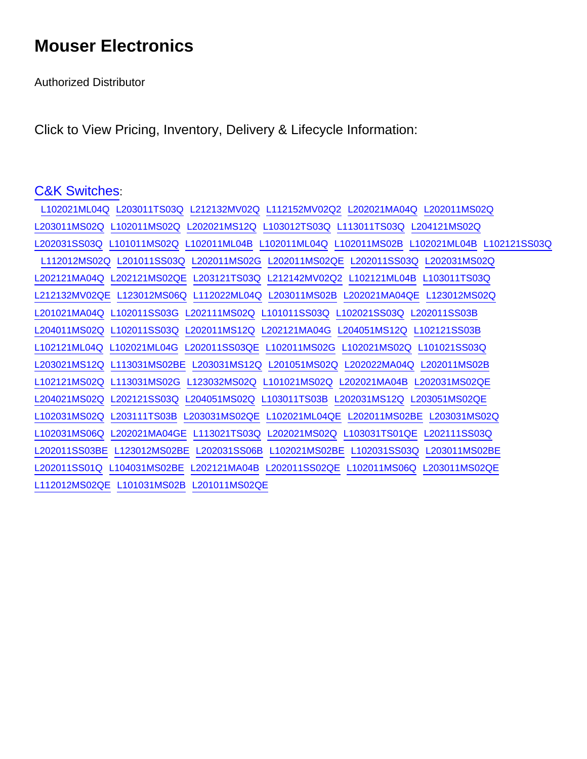# Mouser Electronics

Authorized Distributor

Click to View Pricing, Inventory, Delivery & Lifecycle Information:

C&K Switches:

L102021ML04Q L203011TS03Q L212132MV02Q L112152MV02Q2 L202021MA04Q L202011MS02Q L203011MS02Q L102011MS02Q L202021MS12Q L103012TS03Q L113011TS03Q L204121MS02Q L202031SS03Q L101011MS02Q L102011ML04B L102011ML04Q L102011MS02B L102021ML04B L102121SS03Q L112012MS02Q L201011SS03Q L202011MS02G L202011MS02QE L202011SS03Q L202031MS02Q L202121MA04Q L202121MS02QE L203121TS03Q L212142MV02Q2 L102121ML04B L103011TS03Q L212132MV02QE L123012MS06Q L112022ML04Q L203011MS02B L202021MA04QE L123012MS02Q L201021MA04Q L102011SS03G L202111MS02Q L101011SS03Q L102021SS03Q L202011SS03B L204011MS02Q L102011SS03Q L202011MS12Q L202121MA04G L204051MS12Q L102121SS03B L102121ML04Q L102021ML04G L202011SS03QE L102011MS02G L102021MS02Q L101021SS03Q L203021MS12Q L113031MS02BE L203031MS12Q L201051MS02Q L202022MA04Q L202011MS02B L102121MS02Q L113031MS02G L123032MS02Q L101021MS02Q L202021MA04B L202031MS02QE L204021MS02Q L202121SS03Q L204051MS02Q L103011TS03B L202031MS12Q L203051MS02QE L102031MS02Q L203111TS03B L203031MS02QE L102021ML04QE L202011MS02BE L203031MS02Q L102031MS06Q L202021MA04GE L113021TS03Q L202021MS02Q L103031TS01QE L202111SS03Q L202011SS03BE L123012MS02BE L202031SS06B L102021MS02BE L102031SS03Q L203011MS02BE L202011SS01Q L104031MS02BE L202121MA04B L202011SS02QE L102011MS06Q L203011MS02QE L112012MS02QE L101031MS02B L201011MS02QE